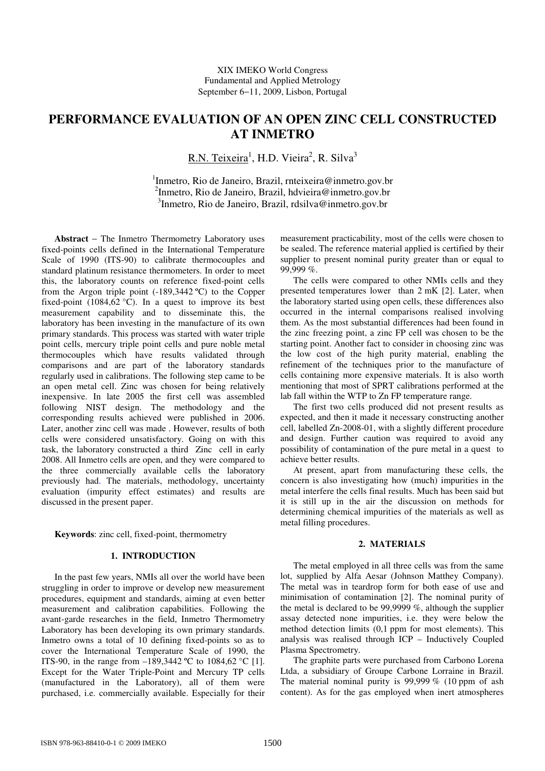XIX IMEKO World Congress
Fundamental and Applied Metrology
September 6−11, 2009, Lisbon, Portugal

# PERFORMANCE EVALUATION OF AN OPEN ZINC CELL CONSTRUCTED AT INMETRO

R.N. Teixeira[1], H.D. Vieira[2], R. Silva[3]

[1]Inmetro, Rio de Janeiro, Brazil, rnteixeira@inmetro.gov.br
[2]Inmetro, Rio de Janeiro, Brazil, hdvieira@inmetro.gov.br
[3]Inmetro, Rio de Janeiro, Brazil, rdsilva@inmetro.gov.br

**Abstract** − The Inmetro Thermometry Laboratory uses fixed-points cells defined in the International Temperature Scale of 1990 (ITS-90) to calibrate thermocouples and standard platinum resistance thermometers. In order to meet this, the laboratory counts on reference fixed-point cells from the Argon triple point (-189,3442 ºC) to the Copper fixed-point (1084,62 °C). In a quest to improve its best measurement capability and to disseminate this, the laboratory has been investing in the manufacture of its own primary standards. This process was started with water triple point cells, mercury triple point cells and pure noble metal thermocouples which have results validated through comparisons and are part of the laboratory standards regularly used in calibrations. The following step came to be an open metal cell. Zinc was chosen for being relatively inexpensive. In late 2005 the first cell was assembled following NIST design. The methodology and the corresponding results achieved were published in 2006. Later, another zinc cell was made . However, results of both cells were considered unsatisfactory. Going on with this task, the laboratory constructed a third Zinc cell in early 2008. All Inmetro cells are open, and they were compared to the three commercially available cells the laboratory previously had. The materials, methodology, uncertainty evaluation (impurity effect estimates) and results are discussed in the present paper.

**Keywords**: zinc cell, fixed-point, thermometry

## 1. INTRODUCTION

In the past few years, NMIs all over the world have been struggling in order to improve or develop new measurement procedures, equipment and standards, aiming at even better measurement and calibration capabilities. Following the avant-garde researches in the field, Inmetro Thermometry Laboratory has been developing its own primary standards. Inmetro owns a total of 10 defining fixed-points so as to cover the International Temperature Scale of 1990, the ITS-90, in the range from –189,3442 ºC to 1084,62 °C [1]. Except for the Water Triple-Point and Mercury TP cells (manufactured in the Laboratory), all of them were purchased, i.e. commercially available. Especially for their measurement practicability, most of the cells were chosen to be sealed. The reference material applied is certified by their supplier to present nominal purity greater than or equal to 99,999 %.

The cells were compared to other NMIs cells and they presented temperatures lower than 2 mK [2]. Later, when the laboratory started using open cells, these differences also occurred in the internal comparisons realised involving them. As the most substantial differences had been found in the zinc freezing point, a zinc FP cell was chosen to be the starting point. Another fact to consider in choosing zinc was the low cost of the high purity material, enabling the refinement of the techniques prior to the manufacture of cells containing more expensive materials. It is also worth mentioning that most of SPRT calibrations performed at the lab fall within the WTP to Zn FP temperature range.

The first two cells produced did not present results as expected, and then it made it necessary constructing another cell, labelled Zn-2008-01, with a slightly different procedure and design. Further caution was required to avoid any possibility of contamination of the pure metal in a quest to achieve better results.

At present, apart from manufacturing these cells, the concern is also investigating how (much) impurities in the metal interfere the cells final results. Much has been said but it is still up in the air the discussion on methods for determining chemical impurities of the materials as well as metal filling procedures.

## 2. MATERIALS

The metal employed in all three cells was from the same lot, supplied by Alfa Aesar (Johnson Matthey Company). The metal was in teardrop form for both ease of use and minimisation of contamination [2]. The nominal purity of the metal is declared to be 99,9999 %, although the supplier assay detected none impurities, i.e. they were below the method detection limits (0,1 ppm for most elements). This analysis was realised through ICP – Inductively Coupled Plasma Spectrometry.

The graphite parts were purchased from Carbono Lorena Ltda, a subsidiary of Groupe Carbone Lorraine in Brazil. The material nominal purity is 99,999 % (10 ppm of ash content). As for the gas employed when inert atmospheres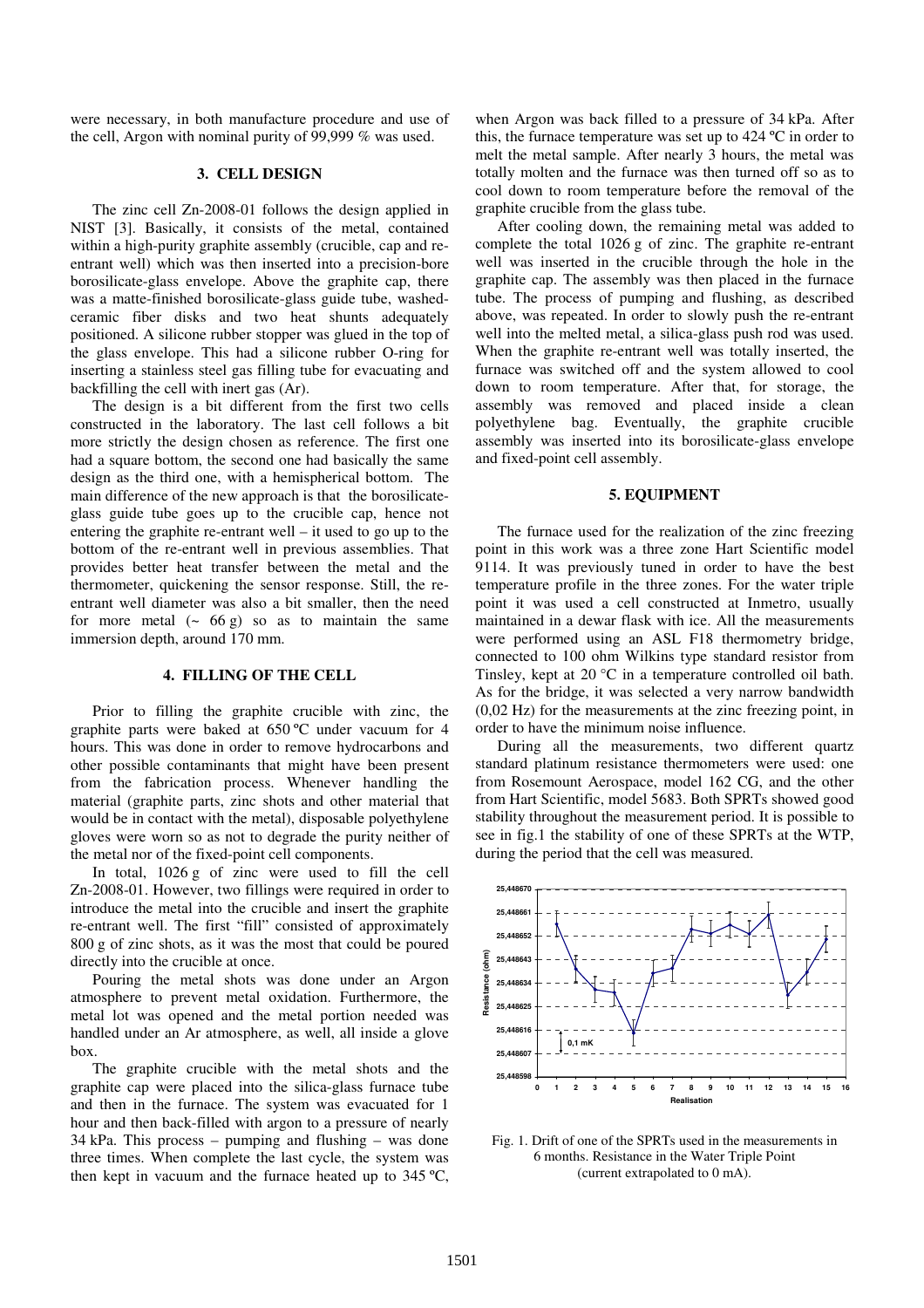were necessary, in both manufacture procedure and use of the cell, Argon with nominal purity of 99,999 % was used.

## 3. CELL DESIGN

The zinc cell Zn-2008-01 follows the design applied in NIST [3]. Basically, it consists of the metal, contained within a high-purity graphite assembly (crucible, cap and re-entrant well) which was then inserted into a precision-bore borosilicate-glass envelope. Above the graphite cap, there was a matte-finished borosilicate-glass guide tube, washed-ceramic fiber disks and two heat shunts adequately positioned. A silicone rubber stopper was glued in the top of the glass envelope. This had a silicone rubber O-ring for inserting a stainless steel gas filling tube for evacuating and backfilling the cell with inert gas (Ar).

The design is a bit different from the first two cells constructed in the laboratory. The last cell follows a bit more strictly the design chosen as reference. The first one had a square bottom, the second one had basically the same design as the third one, with a hemispherical bottom. The main difference of the new approach is that the borosilicate-glass guide tube goes up to the crucible cap, hence not entering the graphite re-entrant well – it used to go up to the bottom of the re-entrant well in previous assemblies. That provides better heat transfer between the metal and the thermometer, quickening the sensor response. Still, the re-entrant well diameter was also a bit smaller, then the need for more metal (~ 66 g) so as to maintain the same immersion depth, around 170 mm.

## 4. FILLING OF THE CELL

Prior to filling the graphite crucible with zinc, the graphite parts were baked at 650 ºC under vacuum for 4 hours. This was done in order to remove hydrocarbons and other possible contaminants that might have been present from the fabrication process. Whenever handling the material (graphite parts, zinc shots and other material that would be in contact with the metal), disposable polyethylene gloves were worn so as not to degrade the purity neither of the metal nor of the fixed-point cell components.

In total, 1026 g of zinc were used to fill the cell Zn-2008-01. However, two fillings were required in order to introduce the metal into the crucible and insert the graphite re-entrant well. The first "fill" consisted of approximately 800 g of zinc shots, as it was the most that could be poured directly into the crucible at once.

Pouring the metal shots was done under an Argon atmosphere to prevent metal oxidation. Furthermore, the metal lot was opened and the metal portion needed was handled under an Ar atmosphere, as well, all inside a glove box.

The graphite crucible with the metal shots and the graphite cap were placed into the silica-glass furnace tube and then in the furnace. The system was evacuated for 1 hour and then back-filled with argon to a pressure of nearly 34 kPa. This process – pumping and flushing – was done three times. When complete the last cycle, the system was then kept in vacuum and the furnace heated up to 345 ºC, when Argon was back filled to a pressure of 34 kPa. After this, the furnace temperature was set up to 424 ºC in order to melt the metal sample. After nearly 3 hours, the metal was totally molten and the furnace was then turned off so as to cool down to room temperature before the removal of the graphite crucible from the glass tube.

After cooling down, the remaining metal was added to complete the total 1026 g of zinc. The graphite re-entrant well was inserted in the crucible through the hole in the graphite cap. The assembly was then placed in the furnace tube. The process of pumping and flushing, as described above, was repeated. In order to slowly push the re-entrant well into the melted metal, a silica-glass push rod was used. When the graphite re-entrant well was totally inserted, the furnace was switched off and the system allowed to cool down to room temperature. After that, for storage, the assembly was removed and placed inside a clean polyethylene bag. Eventually, the graphite crucible assembly was inserted into its borosilicate-glass envelope and fixed-point cell assembly.

## 5. EQUIPMENT

The furnace used for the realization of the zinc freezing point in this work was a three zone Hart Scientific model 9114. It was previously tuned in order to have the best temperature profile in the three zones. For the water triple point it was used a cell constructed at Inmetro, usually maintained in a dewar flask with ice. All the measurements were performed using an ASL F18 thermometry bridge, connected to 100 ohm Wilkins type standard resistor from Tinsley, kept at 20 °C in a temperature controlled oil bath. As for the bridge, it was selected a very narrow bandwidth (0,02 Hz) for the measurements at the zinc freezing point, in order to have the minimum noise influence.

During all the measurements, two different quartz standard platinum resistance thermometers were used: one from Rosemount Aerospace, model 162 CG, and the other from Hart Scientific, model 5683. Both SPRTs showed good stability throughout the measurement period. It is possible to see in fig.1 the stability of one of these SPRTs at the WTP, during the period that the cell was measured.

Fig. 1. Drift of one of the SPRTs used in the measurements in 6 months. Resistance in the Water Triple Point (current extrapolated to 0 mA).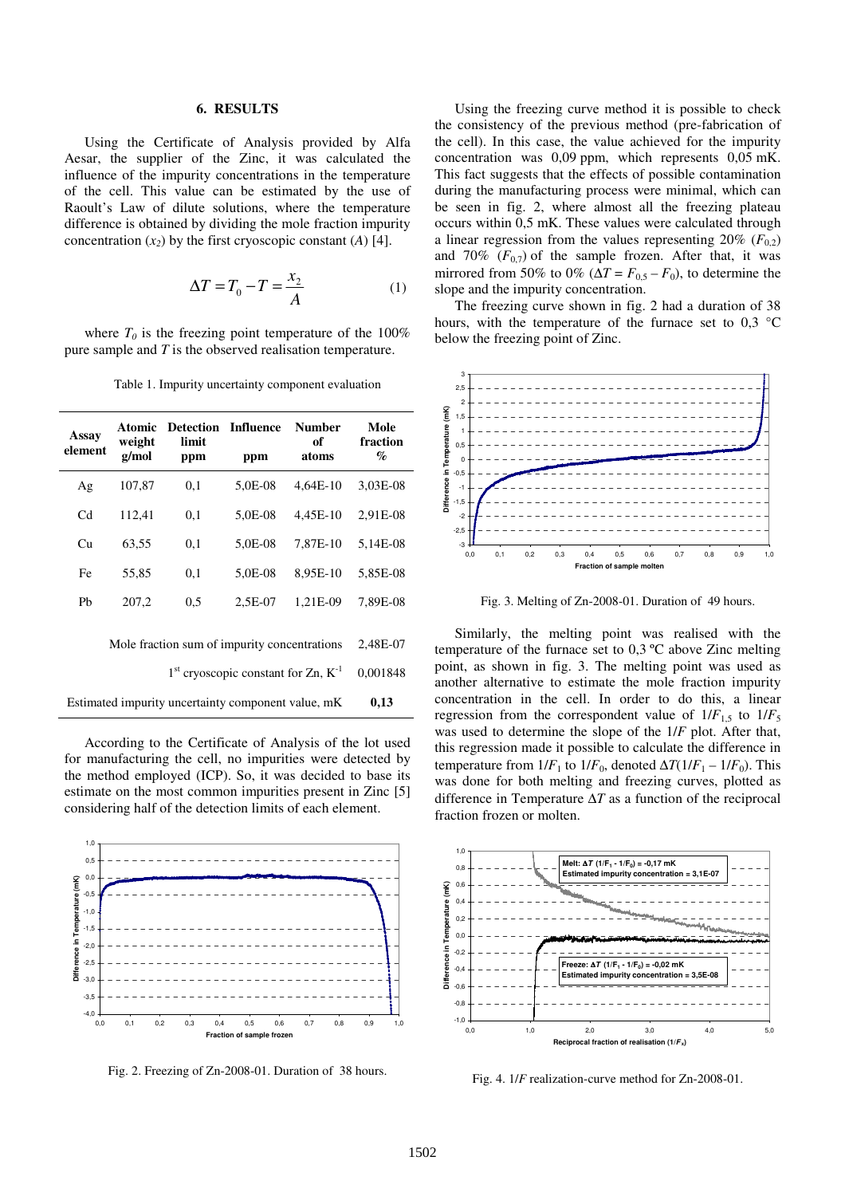## 6. RESULTS

Using the Certificate of Analysis provided by Alfa Aesar, the supplier of the Zinc, it was calculated the influence of the impurity concentrations in the temperature of the cell. This value can be estimated by the use of Raoult's Law of dilute solutions, where the temperature difference is obtained by dividing the mole fraction impurity concentration ($x_2$) by the first cryoscopic constant ($A$) [4].

$$\Delta T = T_0 - T = \frac{x_2}{A} \qquad (1)$$

where $T_0$ is the freezing point temperature of the 100% pure sample and $T$ is the observed realisation temperature.

Table 1. Impurity uncertainty component evaluation

| Assay element | Atomic weight g/mol | Detection limit ppm | Influence ppm | Number of atoms | Mole fraction % |
|---|---|---|---|---|---|
| Ag | 107,87 | 0,1 | 5,0E-08 | 4,64E-10 | 3,03E-08 |
| Cd | 112,41 | 0,1 | 5,0E-08 | 4,45E-10 | 2,91E-08 |
| Cu | 63,55 | 0,1 | 5,0E-08 | 7,87E-10 | 5,14E-08 |
| Fe | 55,85 | 0,1 | 5,0E-08 | 8,95E-10 | 5,85E-08 |
| Pb | 207,2 | 0,5 | 2,5E-07 | 1,21E-09 | 7,89E-08 |
| Mole fraction sum of impurity concentrations | | | | | 2,48E-07 |
| 1st cryoscopic constant for Zn, $K^{-1}$ | | | | | 0,001848 |
| Estimated impurity uncertainty component value, mK | | | | | **0,13** |

According to the Certificate of Analysis of the lot used for manufacturing the cell, no impurities were detected by the method employed (ICP). So, it was decided to base its estimate on the most common impurities present in Zinc [5] considering half of the detection limits of each element.

Fig. 2. Freezing of Zn-2008-01. Duration of 38 hours.

Using the freezing curve method it is possible to check the consistency of the previous method (pre-fabrication of the cell). In this case, the value achieved for the impurity concentration was 0,09 ppm, which represents 0,05 mK. This fact suggests that the effects of possible contamination during the manufacturing process were minimal, which can be seen in fig. 2, where almost all the freezing plateau occurs within 0,5 mK. These values were calculated through a linear regression from the values representing 20% ($F_{0,2}$) and 70% ($F_{0,7}$) of the sample frozen. After that, it was mirrored from 50% to 0% ($\Delta T = F_{0,5} - F_0$), to determine the slope and the impurity concentration.

The freezing curve shown in fig. 2 had a duration of 38 hours, with the temperature of the furnace set to 0,3 °C below the freezing point of Zinc.

Fig. 3. Melting of Zn-2008-01. Duration of 49 hours.

Similarly, the melting point was realised with the temperature of the furnace set to 0,3 ºC above Zinc melting point, as shown in fig. 3. The melting point was used as another alternative to estimate the mole fraction impurity concentration in the cell. In order to do this, a linear regression from the correspondent value of $1/F_{1,5}$ to $1/F_5$ was used to determine the slope of the $1/F$ plot. After that, this regression made it possible to calculate the difference in temperature from $1/F_1$ to $1/F_0$, denoted $\Delta T(1/F_1 - 1/F_0)$. This was done for both melting and freezing curves, plotted as difference in Temperature $\Delta T$ as a function of the reciprocal fraction frozen or molten.

Fig. 4. $1/F$ realization-curve method for Zn-2008-01.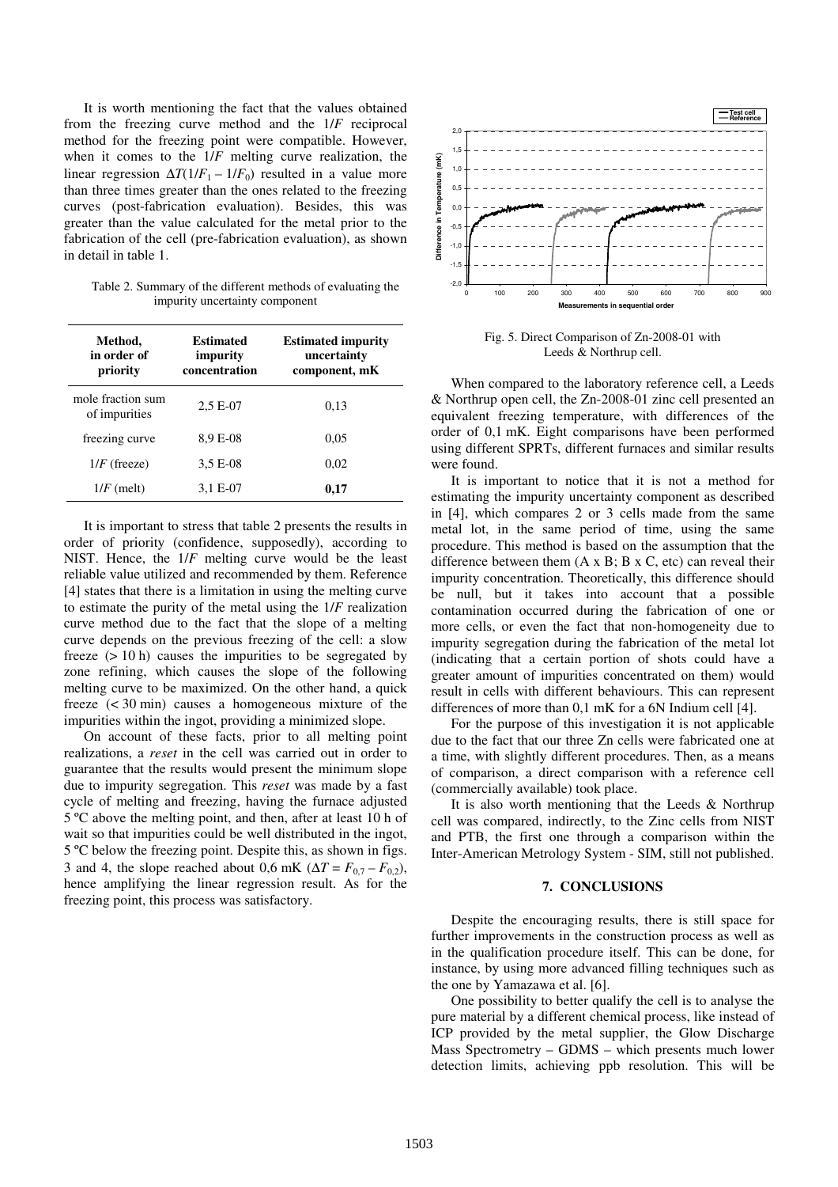It is worth mentioning the fact that the values obtained from the freezing curve method and the 1/*F* reciprocal method for the freezing point were compatible. However, when it comes to the 1/*F* melting curve realization, the linear regression $\Delta T(1/F_1 - 1/F_0)$ resulted in a value more than three times greater than the ones related to the freezing curves (post-fabrication evaluation). Besides, this was greater than the value calculated for the metal prior to the fabrication of the cell (pre-fabrication evaluation), as shown in detail in table 1.

Table 2. Summary of the different methods of evaluating the impurity uncertainty component

| Method, in order of priority | Estimated impurity concentration | Estimated impurity uncertainty component, mK |
|---|---|---|
| mole fraction sum of impurities | 2,5 E-07 | 0,13 |
| freezing curve | 8,9 E-08 | 0,05 |
| 1/*F* (freeze) | 3,5 E-08 | 0,02 |
| 1/*F* (melt) | 3,1 E-07 | **0,17** |

It is important to stress that table 2 presents the results in order of priority (confidence, supposedly), according to NIST. Hence, the 1/*F* melting curve would be the least reliable value utilized and recommended by them. Reference [4] states that there is a limitation in using the melting curve to estimate the purity of the metal using the 1/*F* realization curve method due to the fact that the slope of a melting curve depends on the previous freezing of the cell: a slow freeze (> 10 h) causes the impurities to be segregated by zone refining, which causes the slope of the following melting curve to be maximized. On the other hand, a quick freeze (< 30 min) causes a homogeneous mixture of the impurities within the ingot, providing a minimized slope.

On account of these facts, prior to all melting point realizations, a *reset* in the cell was carried out in order to guarantee that the results would present the minimum slope due to impurity segregation. This *reset* was made by a fast cycle of melting and freezing, having the furnace adjusted 5 ºC above the melting point, and then, after at least 10 h of wait so that impurities could be well distributed in the ingot, 5 ºC below the freezing point. Despite this, as shown in figs. 3 and 4, the slope reached about 0,6 mK ($\Delta T = F_{0,7} - F_{0,2}$), hence amplifying the linear regression result. As for the freezing point, this process was satisfactory.

Fig. 5. Direct Comparison of Zn-2008-01 with Leeds & Northrup cell.

When compared to the laboratory reference cell, a Leeds & Northrup open cell, the Zn-2008-01 zinc cell presented an equivalent freezing temperature, with differences of the order of 0,1 mK. Eight comparisons have been performed using different SPRTs, different furnaces and similar results were found.

It is important to notice that it is not a method for estimating the impurity uncertainty component as described in [4], which compares 2 or 3 cells made from the same metal lot, in the same period of time, using the same procedure. This method is based on the assumption that the difference between them (A x B; B x C, etc) can reveal their impurity concentration. Theoretically, this difference should be null, but it takes into account that a possible contamination occurred during the fabrication of one or more cells, or even the fact that non-homogeneity due to impurity segregation during the fabrication of the metal lot (indicating that a certain portion of shots could have a greater amount of impurities concentrated on them) would result in cells with different behaviours. This can represent differences of more than 0,1 mK for a 6N Indium cell [4].

For the purpose of this investigation it is not applicable due to the fact that our three Zn cells were fabricated one at a time, with slightly different procedures. Then, as a means of comparison, a direct comparison with a reference cell (commercially available) took place.

It is also worth mentioning that the Leeds & Northrup cell was compared, indirectly, to the Zinc cells from NIST and PTB, the first one through a comparison within the Inter-American Metrology System - SIM, still not published.

## 7. CONCLUSIONS

Despite the encouraging results, there is still space for further improvements in the construction process as well as in the qualification procedure itself. This can be done, for instance, by using more advanced filling techniques such as the one by Yamazawa et al. [6].

One possibility to better qualify the cell is to analyse the pure material by a different chemical process, like instead of ICP provided by the metal supplier, the Glow Discharge Mass Spectrometry – GDMS – which presents much lower detection limits, achieving ppb resolution. This will be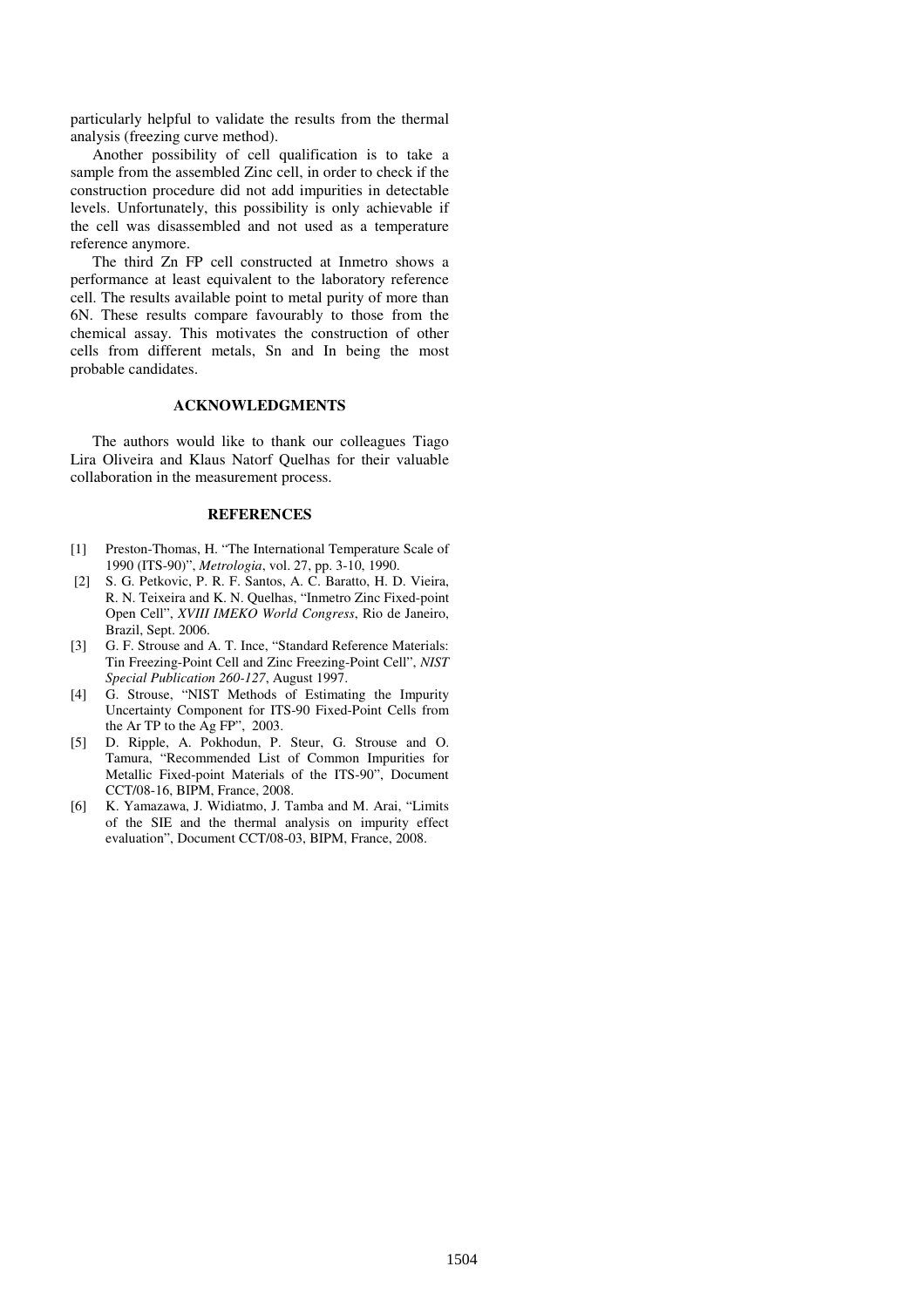particularly helpful to validate the results from the thermal analysis (freezing curve method).

Another possibility of cell qualification is to take a sample from the assembled Zinc cell, in order to check if the construction procedure did not add impurities in detectable levels. Unfortunately, this possibility is only achievable if the cell was disassembled and not used as a temperature reference anymore.

The third Zn FP cell constructed at Inmetro shows a performance at least equivalent to the laboratory reference cell. The results available point to metal purity of more than 6N. These results compare favourably to those from the chemical assay. This motivates the construction of other cells from different metals, Sn and In being the most probable candidates.

## ACKNOWLEDGMENTS

The authors would like to thank our colleagues Tiago Lira Oliveira and Klaus Natorf Quelhas for their valuable collaboration in the measurement process.

## REFERENCES

[1] Preston-Thomas, H. "The International Temperature Scale of 1990 (ITS-90)", *Metrologia*, vol. 27, pp. 3-10, 1990.

[2] S. G. Petkovic, P. R. F. Santos, A. C. Baratto, H. D. Vieira, R. N. Teixeira and K. N. Quelhas, "Inmetro Zinc Fixed-point Open Cell", *XVIII IMEKO World Congress*, Rio de Janeiro, Brazil, Sept. 2006.

[3] G. F. Strouse and A. T. Ince, "Standard Reference Materials: Tin Freezing-Point Cell and Zinc Freezing-Point Cell", *NIST Special Publication 260-127*, August 1997.

[4] G. Strouse, "NIST Methods of Estimating the Impurity Uncertainty Component for ITS-90 Fixed-Point Cells from the Ar TP to the Ag FP", 2003.

[5] D. Ripple, A. Pokhodun, P. Steur, G. Strouse and O. Tamura, "Recommended List of Common Impurities for Metallic Fixed-point Materials of the ITS-90", Document CCT/08-16, BIPM, France, 2008.

[6] K. Yamazawa, J. Widiatmo, J. Tamba and M. Arai, "Limits of the SIE and the thermal analysis on impurity effect evaluation", Document CCT/08-03, BIPM, France, 2008.